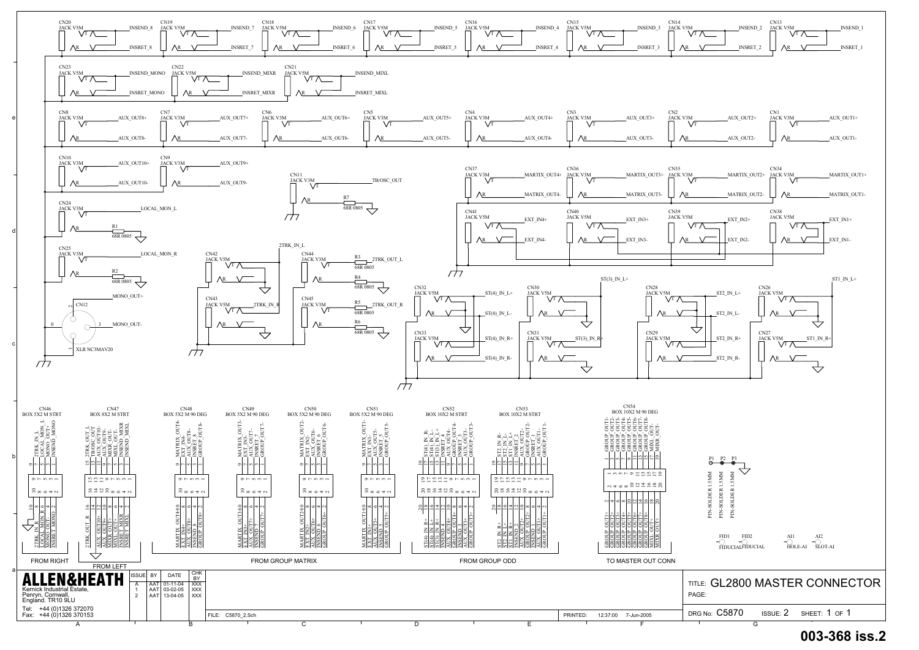CN20 JACK V5M — INSEND_8 / INSRET_8
CN19 JACK V5M — INSEND_7 / INSRET_7
CN18 JACK V5M — INSEND_6 / INSRET_6
CN17 JACK V5M — INSEND_5 / INSRET_5
CN16 JACK V5M — INSEND_4 / INSRET_4
CN15 JACK V5M — INSEND_3 / INSRET_3
CN14 JACK V5M — INSEND_2 / INSRET_2
CN13 JACK V5M — INSEND_1 / INSRET_1

CN23 JACK V5M — INSEND_MONO / INSRET_MONO
CN22 JACK V5M — INSEND_MIXR / INSRET_MIXR
CN21 JACK V5M — INSEND_MIXL / INSRET_MIXL

CN8 JACK V3M — AUX_OUT8+ / AUX_OUT8-
CN7 JACK V3M — AUX_OUT7+ / AUX_OUT7-
CN6 JACK V3M — AUX_OUT6+ / AUX_OUT6-
CN5 JACK V3M — AUX_OUT5+ / AUX_OUT5-
CN4 JACK V3M — AUX_OUT4+ / AUX_OUT4-
CN3 JACK V3M — AUX_OUT3+ / AUX_OUT3-
CN2 JACK V3M — AUX_OUT2+ / AUX_OUT2-
CN1 JACK V3M — AUX_OUT1+ / AUX_OUT1-

CN10 JACK V3M — AUX_OUT10+ / AUX_OUT10-
CN9 JACK V3M — AUX_OUT9+ / AUX_OUT9-
CN11 JACK V3M — TB/OSC_OUT; R7 68R 0805

CN37 JACK V3M — MARTIX_OUT4+ / MARTIX_OUT4-
CN36 JACK V3M — MARTIX_OUT3+ / MARTIX_OUT3-
CN35 JACK V3M — MARTIX_OUT2+ / MARTIX_OUT2-
CN34 JACK V3M — MARTIX_OUT1+ / MARTIX_OUT1-

CN24 JACK V3M — LOCAL_MON_L; R1 68R 0805
CN41 JACK V5M — EXT_IN4+ / EXT_IN4-
CN40 JACK V5M — EXT_IN3+ / EXT_IN3-
CN39 JACK V5M — EXT_IN2+ / EXT_IN2-
CN38 JACK V5M — EXT_IN1+ / EXT_IN1-

CN25 JACK V3M — LOCAL_MON_R; R2 68R 0805
CN42 JACK V5M — 2TRK_IN_L
CN44 JACK V3M — R3 68R 0805 2TRK_OUT_L; R4 68R 0805
CN43 JACK V5M — 2TRK_IN_R
CN45 JACK V3M — R5 68R 0805 2TRK_OUT_R; R6 68R 0805

CN12 XLR NC3MAV20 — MONO_OUT+ / MONO_OUT-

CN32 JACK V5M — ST(4)_IN_L+ / ST(4)_IN_L-
CN33 JACK V5M — ST(4)_IN_R+ / ST(4)_IN_R-
CN30 JACK V5M — ST(3)_IN_L+
CN31 JACK V5M — ST(3)_IN_R+
CN28 JACK V5M — ST2_IN_L+ / ST2_IN_L-
CN29 JACK V5M — ST2_IN_R+ / ST2_IN_R-
CN26 JACK V5M — ST1_IN_L+
CN27 JACK V5M — ST1_IN_R+

CN46 BOX 5X2 M STRT: 2TRK_IN_L, LOCAL_MON_L, MONO_OUT+, INSEND_MONO, 2TRK_IN_R, LOCAL_MON_R, MONO_OUT-, INSRET_MONO — FROM RIGHT

CN47 BOX 8X2 M STRT: 2TRK_OUT_L, TB/OSC_OUT, AUX_OUT10-, AUX_OUT9-, MIXR_OUT-, MIXL_OUT-, INSEND_MIXR, INSEND_MIXL, 2TRK_OUT_R, AUX_OUT10+, AUX_OUT9+, MIXR_OUT+, MIXL_OUT+, INSRET_MIXR, INSRET_MIXL — FROM LEFT

CN48 BOX 5X2 M 90 DEG: MATRIX_OUT4-, EXT_IN4-, AUX_OUT8-, INSEND_8, GROUP_OUT8-, MARTIX_OUT4+, EXT_IN4+, AUX_OUT8+, INSRET_8, GROUP_OUT8+
CN49 BOX 5X2 M 90 DEG: MATRIX_OUT3-, EXT_IN3-, AUX_OUT7-, INSEND_7, GROUP_OUT7-, MARTIX_OUT3+, EXT_IN3+, AUX_OUT7+, INSRET_7, GROUP_OUT7+
CN50 BOX 5X2 M 90 DEG: MATRIX_OUT2-, EXT_IN2-, AUX_OUT6-, INSRET_6, GROUP_OUT6-, MARTIX_OUT2+, EXT_IN2+, AUX_OUT6+, INSEND_6, GROUP_OUT6+
CN51 BOX 5X2 M 90 DEG: MATRIX_OUT1-, EXT_IN1-, AUX_OUT5-, INSRET_5, GROUP_OUT5-, MARTIX_OUT1+, EXT_IN1+, AUX_OUT5+, INSEND_5, GROUP_OUT5+ — FROM GROUP MATRIX

CN52 BOX 10X2 M STRT: ST(4)_IN_R-, ST(4)_IN_L-, ST(3)_IN_L+, INSRET_4, AUX_OUT4-, GROUP_OUT4-, INSRET_3, AUX_OUT3-, GROUP_OUT3-, ST(4)_IN_R+, ST(4)_IN_L+, ST(3)_IN_R+, INSEND_4, AUX_OUT4+, GROUP_OUT4+, INSEND_3, AUX_OUT3+, GROUP_OUT3+
CN53 BOX 10X2 M STRT: ST2_IN_R-, ST2_IN_L-, ST1_IN_L+, INSRET_2, AUX_OUT2-, GROUP_OUT2-, INSRET_1, AUX_OUT1-, GROUP_OUT1-, ST2_IN_R+, ST2_IN_L+, ST1_IN_R+, INSEND_2, AUX_OUT2+, GROUP_OUT2+, INSEND_1, AUX_OUT1+, GROUP_OUT1+ — FROM GROUP ODD

CN54 BOX 10X2 M 90 DEG: GROUP_OUT1- … GROUP_OUT8-, MIXL_OUT-, MIXR_OUT-, GROUP_OUT1+ … GROUP_OUT8+, MIXL_OUT+, MIXR_OUT+ — TO MASTER OUT CONN

P1 P2 P3 PIN-SOLDER 1.5MM
FID1 FIDUCIAL, FID2 FIDUCIAL, AI1 HOLE-AI, AI2 SLOT-AI

**ALLEN&HEATH**
Kernick Industrial Estate, Penryn, Cornwall, England. TR10 9LU
Tel: +44 (0)1326 372070
Fax: +44 (0)1326 370153

| ISSUE | BY | DATE | CHK BY |
|---|---|---|---|
| A | AAT | 01-11-04 | XXX |
| 1 | AAT | 03-02-05 | XXX |
| 2 | AAT | 13-04-05 | XXX |

FILE: C5870_2.Sch — PRINTED: 12:37:00 7-Jun-2005

TITLE: GL2800 MASTER CONNECTOR
PAGE:
DRG No: C5870 ISSUE: 2 SHEET: 1 OF 1

**003-368 iss.2**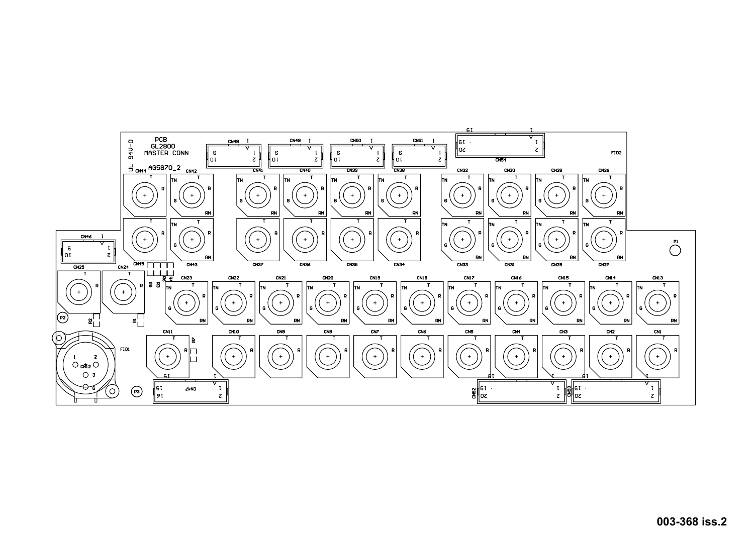PCB
GL2800
MASTER CONN

AG5870_2

UL 94V-0

CN44 CN42 CN41 CN40 CN39 CN38 CN32 CN30 CN28 CN26

CN45 CN43 CN37 CN36 CN35 CN34 CN33 CN31 CN29 CN27

CN48 CN49 CN50 CN51 CN54 CN46

CN25 CN24

R5 R3 R6 R4

CN23 CN22 CN21 CN20 CN19 CN18 CN17 CN16 CN15 CN14 CN13

CN11 CN10 CN9 CN8 CN7 CN6 CN5 CN4 CN3 CN2 CN1

R2 R1 R7

CN12

CN47 CN52 CN53

P1 P2 P3

FID1 FID2

003-368 iss.2